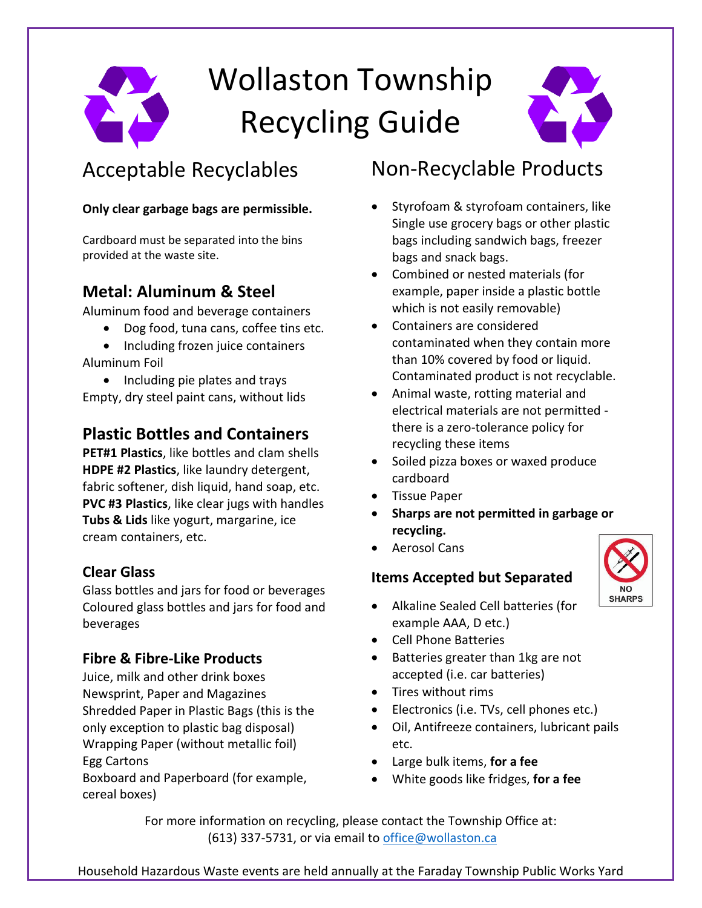# Wollaston Township Recycling Guide

## Acceptable Recyclables

**Only clear garbage bags are permissible.**

Cardboard must be separated into the bins provided at the waste site.

### Metal: Aluminum & Steel

Aluminum food and beverage containers

- Dog food, tuna cans, coffee tins etc.
- Including frozen juice containers

Aluminum Foil

- Including pie plates and trays

Empty, dry steel paint cans, without lids

### Plastic Bottles and Containers

**PET#1 Plastics**, like bottles and clam shells
**HDPE #2 Plastics**, like laundry detergent, fabric softener, dish liquid, hand soap, etc.
**PVC #3 Plastics**, like clear jugs with handles
**Tubs & Lids** like yogurt, margarine, ice cream containers, etc.

### Clear Glass

Glass bottles and jars for food or beverages
Coloured glass bottles and jars for food and beverages

### Fibre & Fibre-Like Products

Juice, milk and other drink boxes
Newsprint, Paper and Magazines
Shredded Paper in Plastic Bags (this is the only exception to plastic bag disposal)
Wrapping Paper (without metallic foil)
Egg Cartons
Boxboard and Paperboard (for example, cereal boxes)

## Non-Recyclable Products

- Styrofoam & styrofoam containers, like Single use grocery bags or other plastic bags including sandwich bags, freezer bags and snack bags.
- Combined or nested materials (for example, paper inside a plastic bottle which is not easily removable)
- Containers are considered contaminated when they contain more than 10% covered by food or liquid. Contaminated product is not recyclable.
- Animal waste, rotting material and electrical materials are not permitted - there is a zero-tolerance policy for recycling these items
- Soiled pizza boxes or waxed produce cardboard
- Tissue Paper
- **Sharps are not permitted in garbage or recycling.**
- Aerosol Cans

NO SHARPS

### Items Accepted but Separated

- Alkaline Sealed Cell batteries (for example AAA, D etc.)
- Cell Phone Batteries
- Batteries greater than 1kg are not accepted (i.e. car batteries)
- Tires without rims
- Electronics (i.e. TVs, cell phones etc.)
- Oil, Antifreeze containers, lubricant pails etc.
- Large bulk items, **for a fee**
- White goods like fridges, **for a fee**

For more information on recycling, please contact the Township Office at: (613) 337-5731, or via email to office@wollaston.ca

Household Hazardous Waste events are held annually at the Faraday Township Public Works Yard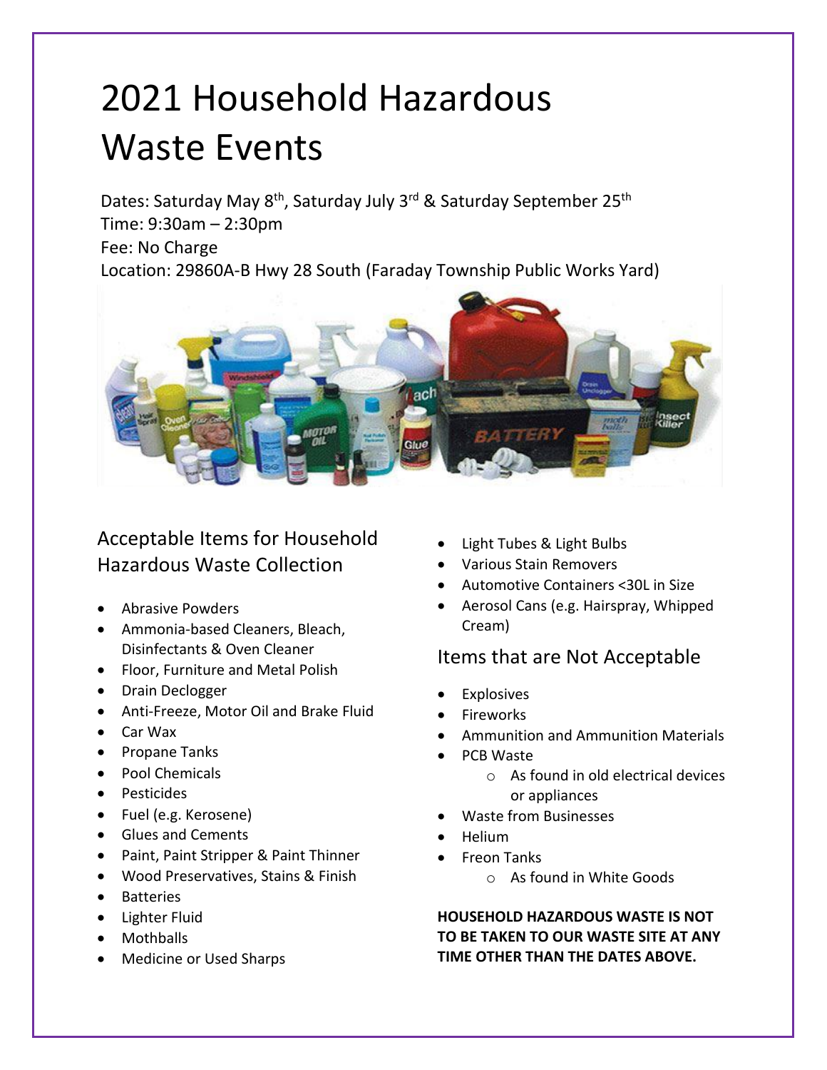# 2021 Household Hazardous Waste Events

Dates: Saturday May 8th, Saturday July 3rd & Saturday September 25th
Time: 9:30am – 2:30pm
Fee: No Charge
Location: 29860A-B Hwy 28 South (Faraday Township Public Works Yard)

## Acceptable Items for Household Hazardous Waste Collection

- Abrasive Powders
- Ammonia-based Cleaners, Bleach, Disinfectants & Oven Cleaner
- Floor, Furniture and Metal Polish
- Drain Declogger
- Anti-Freeze, Motor Oil and Brake Fluid
- Car Wax
- Propane Tanks
- Pool Chemicals
- Pesticides
- Fuel (e.g. Kerosene)
- Glues and Cements
- Paint, Paint Stripper & Paint Thinner
- Wood Preservatives, Stains & Finish
- Batteries
- Lighter Fluid
- Mothballs
- Medicine or Used Sharps
- Light Tubes & Light Bulbs
- Various Stain Removers
- Automotive Containers <30L in Size
- Aerosol Cans (e.g. Hairspray, Whipped Cream)

## Items that are Not Acceptable

- Explosives
- Fireworks
- Ammunition and Ammunition Materials
- PCB Waste
    - As found in old electrical devices or appliances
- Waste from Businesses
- Helium
- Freon Tanks
    - As found in White Goods

**HOUSEHOLD HAZARDOUS WASTE IS NOT TO BE TAKEN TO OUR WASTE SITE AT ANY TIME OTHER THAN THE DATES ABOVE.**